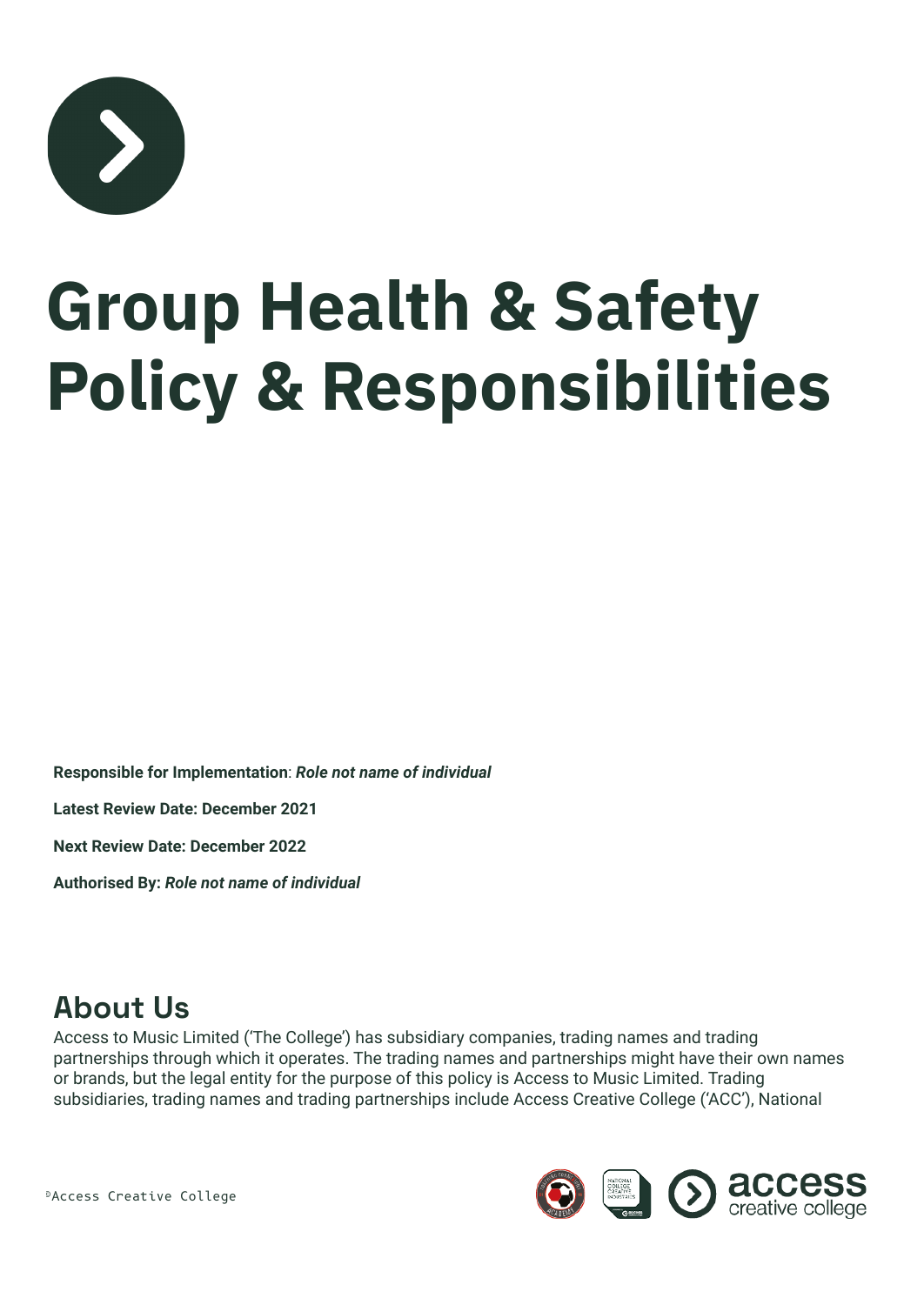# Group Health & Safety Policy & Responsibilities

**Responsible for Implementation**: ***Role not name of individual***

**Latest Review Date: December 2021**

**Next Review Date: December 2022**

**Authorised By:** ***Role not name of individual***

## About Us

Access to Music Limited ('The College') has subsidiary companies, trading names and trading partnerships through which it operates. The trading names and partnerships might have their own names or brands, but the legal entity for the purpose of this policy is Access to Music Limited. Trading subsidiaries, trading names and trading partnerships include Access Creative College ('ACC'), National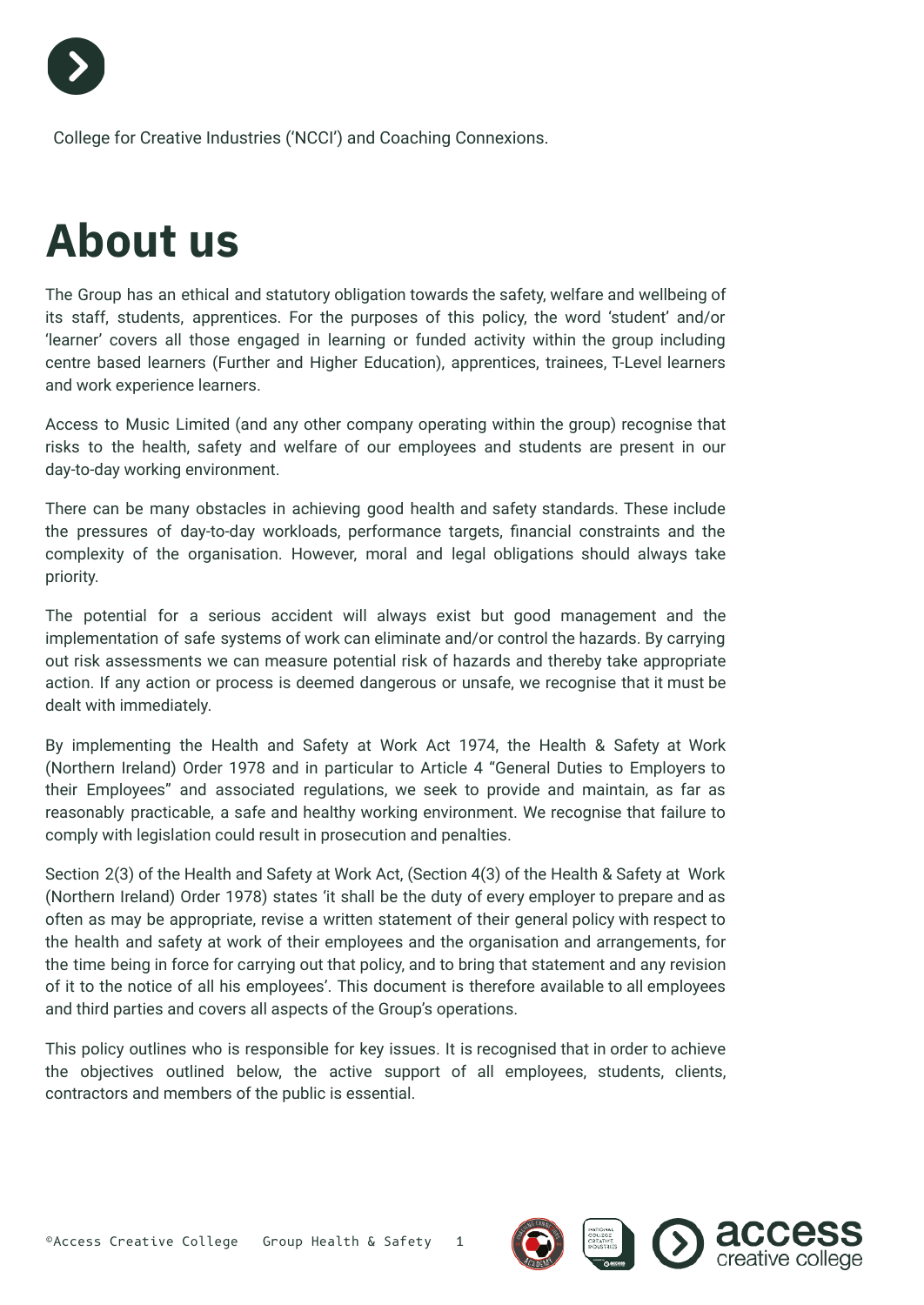College for Creative Industries ('NCCI') and Coaching Connexions.

# About us

The Group has an ethical and statutory obligation towards the safety, welfare and wellbeing of its staff, students, apprentices. For the purposes of this policy, the word 'student' and/or 'learner' covers all those engaged in learning or funded activity within the group including centre based learners (Further and Higher Education), apprentices, trainees, T-Level learners and work experience learners.

Access to Music Limited (and any other company operating within the group) recognise that risks to the health, safety and welfare of our employees and students are present in our day-to-day working environment.

There can be many obstacles in achieving good health and safety standards. These include the pressures of day-to-day workloads, performance targets, financial constraints and the complexity of the organisation. However, moral and legal obligations should always take priority.

The potential for a serious accident will always exist but good management and the implementation of safe systems of work can eliminate and/or control the hazards. By carrying out risk assessments we can measure potential risk of hazards and thereby take appropriate action. If any action or process is deemed dangerous or unsafe, we recognise that it must be dealt with immediately.

By implementing the Health and Safety at Work Act 1974, the Health & Safety at Work (Northern Ireland) Order 1978 and in particular to Article 4 "General Duties to Employers to their Employees" and associated regulations, we seek to provide and maintain, as far as reasonably practicable, a safe and healthy working environment. We recognise that failure to comply with legislation could result in prosecution and penalties.

Section 2(3) of the Health and Safety at Work Act, (Section 4(3) of the Health & Safety at Work (Northern Ireland) Order 1978) states 'it shall be the duty of every employer to prepare and as often as may be appropriate, revise a written statement of their general policy with respect to the health and safety at work of their employees and the organisation and arrangements, for the time being in force for carrying out that policy, and to bring that statement and any revision of it to the notice of all his employees'. This document is therefore available to all employees and third parties and covers all aspects of the Group's operations.

This policy outlines who is responsible for key issues. It is recognised that in order to achieve the objectives outlined below, the active support of all employees, students, clients, contractors and members of the public is essential.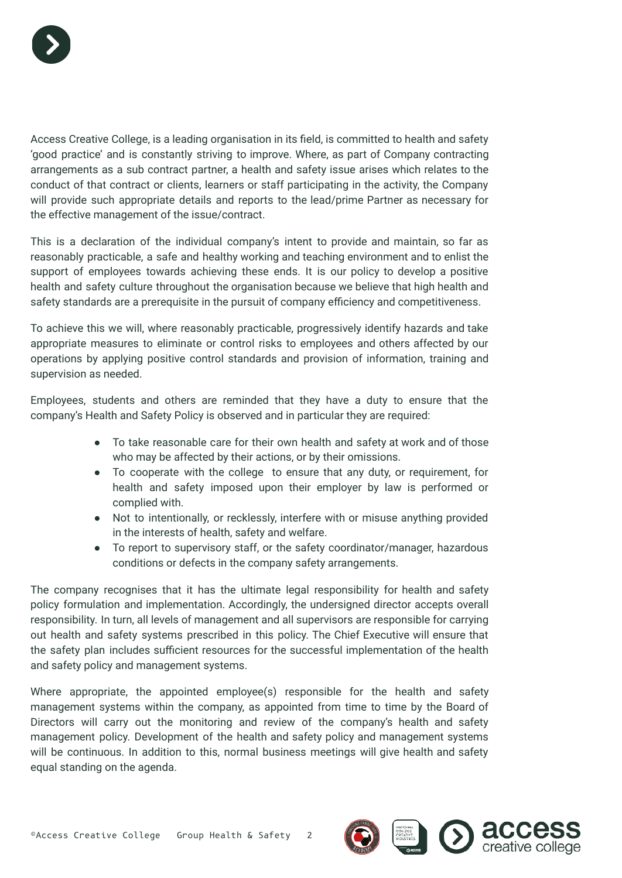Access Creative College, is a leading organisation in its field, is committed to health and safety 'good practice' and is constantly striving to improve. Where, as part of Company contracting arrangements as a sub contract partner, a health and safety issue arises which relates to the conduct of that contract or clients, learners or staff participating in the activity, the Company will provide such appropriate details and reports to the lead/prime Partner as necessary for the effective management of the issue/contract.

This is a declaration of the individual company's intent to provide and maintain, so far as reasonably practicable, a safe and healthy working and teaching environment and to enlist the support of employees towards achieving these ends. It is our policy to develop a positive health and safety culture throughout the organisation because we believe that high health and safety standards are a prerequisite in the pursuit of company efficiency and competitiveness.

To achieve this we will, where reasonably practicable, progressively identify hazards and take appropriate measures to eliminate or control risks to employees and others affected by our operations by applying positive control standards and provision of information, training and supervision as needed.

Employees, students and others are reminded that they have a duty to ensure that the company's Health and Safety Policy is observed and in particular they are required:

- To take reasonable care for their own health and safety at work and of those who may be affected by their actions, or by their omissions.
- To cooperate with the college to ensure that any duty, or requirement, for health and safety imposed upon their employer by law is performed or complied with.
- Not to intentionally, or recklessly, interfere with or misuse anything provided in the interests of health, safety and welfare.
- To report to supervisory staff, or the safety coordinator/manager, hazardous conditions or defects in the company safety arrangements.

The company recognises that it has the ultimate legal responsibility for health and safety policy formulation and implementation. Accordingly, the undersigned director accepts overall responsibility. In turn, all levels of management and all supervisors are responsible for carrying out health and safety systems prescribed in this policy. The Chief Executive will ensure that the safety plan includes sufficient resources for the successful implementation of the health and safety policy and management systems.

Where appropriate, the appointed employee(s) responsible for the health and safety management systems within the company, as appointed from time to time by the Board of Directors will carry out the monitoring and review of the company's health and safety management policy. Development of the health and safety policy and management systems will be continuous. In addition to this, normal business meetings will give health and safety equal standing on the agenda.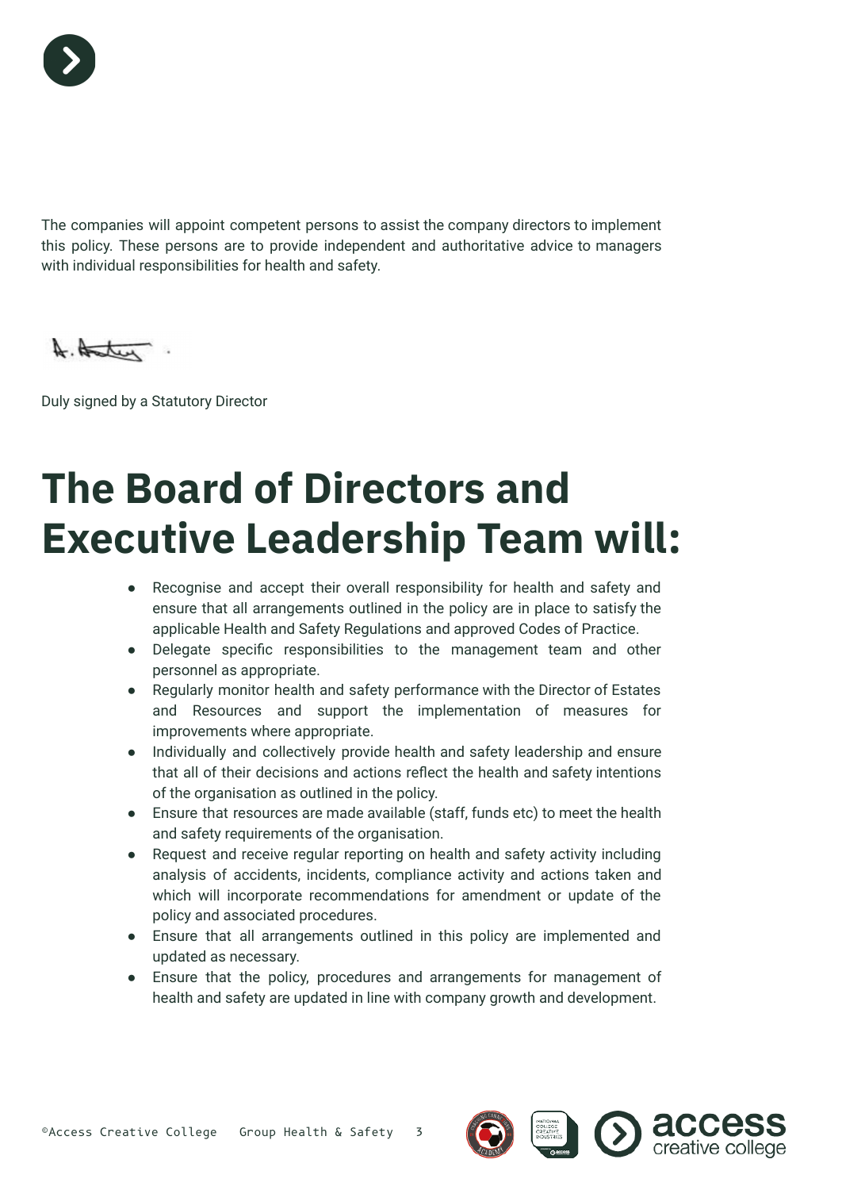The companies will appoint competent persons to assist the company directors to implement this policy. These persons are to provide independent and authoritative advice to managers with individual responsibilities for health and safety.

Duly signed by a Statutory Director

# The Board of Directors and Executive Leadership Team will:

- Recognise and accept their overall responsibility for health and safety and ensure that all arrangements outlined in the policy are in place to satisfy the applicable Health and Safety Regulations and approved Codes of Practice.
- Delegate specific responsibilities to the management team and other personnel as appropriate.
- Regularly monitor health and safety performance with the Director of Estates and Resources and support the implementation of measures for improvements where appropriate.
- Individually and collectively provide health and safety leadership and ensure that all of their decisions and actions reflect the health and safety intentions of the organisation as outlined in the policy.
- Ensure that resources are made available (staff, funds etc) to meet the health and safety requirements of the organisation.
- Request and receive regular reporting on health and safety activity including analysis of accidents, incidents, compliance activity and actions taken and which will incorporate recommendations for amendment or update of the policy and associated procedures.
- Ensure that all arrangements outlined in this policy are implemented and updated as necessary.
- Ensure that the policy, procedures and arrangements for management of health and safety are updated in line with company growth and development.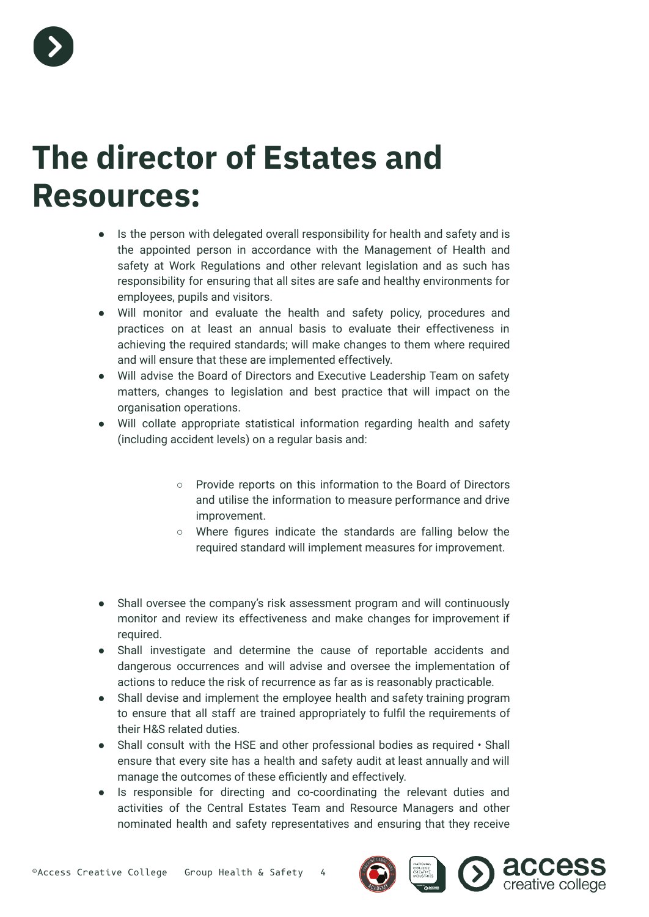# The director of Estates and Resources:

- Is the person with delegated overall responsibility for health and safety and is the appointed person in accordance with the Management of Health and safety at Work Regulations and other relevant legislation and as such has responsibility for ensuring that all sites are safe and healthy environments for employees, pupils and visitors.
- Will monitor and evaluate the health and safety policy, procedures and practices on at least an annual basis to evaluate their effectiveness in achieving the required standards; will make changes to them where required and will ensure that these are implemented effectively.
- Will advise the Board of Directors and Executive Leadership Team on safety matters, changes to legislation and best practice that will impact on the organisation operations.
- Will collate appropriate statistical information regarding health and safety (including accident levels) on a regular basis and:
    - Provide reports on this information to the Board of Directors and utilise the information to measure performance and drive improvement.
    - Where figures indicate the standards are falling below the required standard will implement measures for improvement.
- Shall oversee the company's risk assessment program and will continuously monitor and review its effectiveness and make changes for improvement if required.
- Shall investigate and determine the cause of reportable accidents and dangerous occurrences and will advise and oversee the implementation of actions to reduce the risk of recurrence as far as is reasonably practicable.
- Shall devise and implement the employee health and safety training program to ensure that all staff are trained appropriately to fulfil the requirements of their H&S related duties.
- Shall consult with the HSE and other professional bodies as required • Shall ensure that every site has a health and safety audit at least annually and will manage the outcomes of these efficiently and effectively.
- Is responsible for directing and co-coordinating the relevant duties and activities of the Central Estates Team and Resource Managers and other nominated health and safety representatives and ensuring that they receive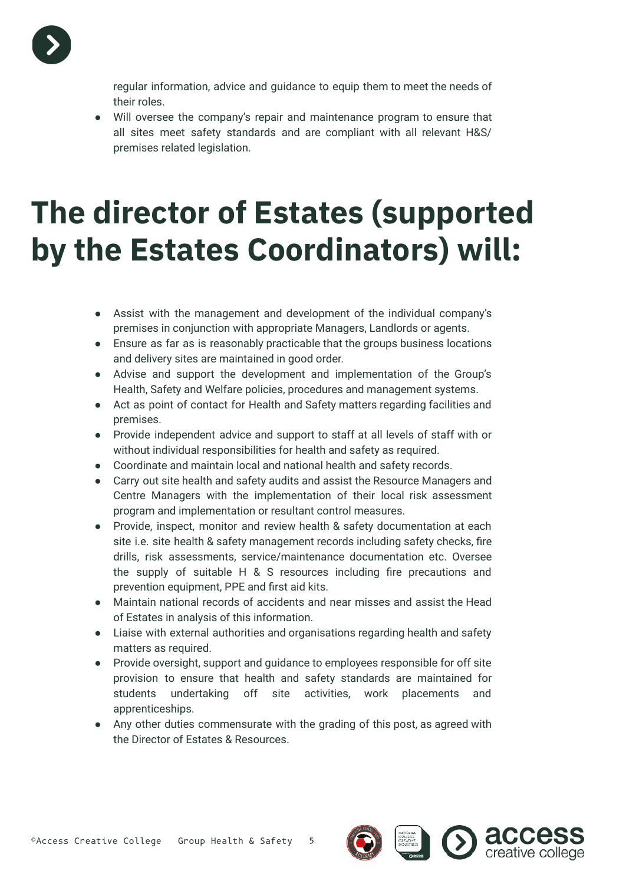regular information, advice and guidance to equip them to meet the needs of their roles.

- Will oversee the company's repair and maintenance program to ensure that all sites meet safety standards and are compliant with all relevant H&S/ premises related legislation.

# The director of Estates (supported by the Estates Coordinators) will:

- Assist with the management and development of the individual company's premises in conjunction with appropriate Managers, Landlords or agents.
- Ensure as far as is reasonably practicable that the groups business locations and delivery sites are maintained in good order.
- Advise and support the development and implementation of the Group's Health, Safety and Welfare policies, procedures and management systems.
- Act as point of contact for Health and Safety matters regarding facilities and premises.
- Provide independent advice and support to staff at all levels of staff with or without individual responsibilities for health and safety as required.
- Coordinate and maintain local and national health and safety records.
- Carry out site health and safety audits and assist the Resource Managers and Centre Managers with the implementation of their local risk assessment program and implementation or resultant control measures.
- Provide, inspect, monitor and review health & safety documentation at each site i.e. site health & safety management records including safety checks, fire drills, risk assessments, service/maintenance documentation etc. Oversee the supply of suitable H & S resources including fire precautions and prevention equipment, PPE and first aid kits.
- Maintain national records of accidents and near misses and assist the Head of Estates in analysis of this information.
- Liaise with external authorities and organisations regarding health and safety matters as required.
- Provide oversight, support and guidance to employees responsible for off site provision to ensure that health and safety standards are maintained for students undertaking off site activities, work placements and apprenticeships.
- Any other duties commensurate with the grading of this post, as agreed with the Director of Estates & Resources.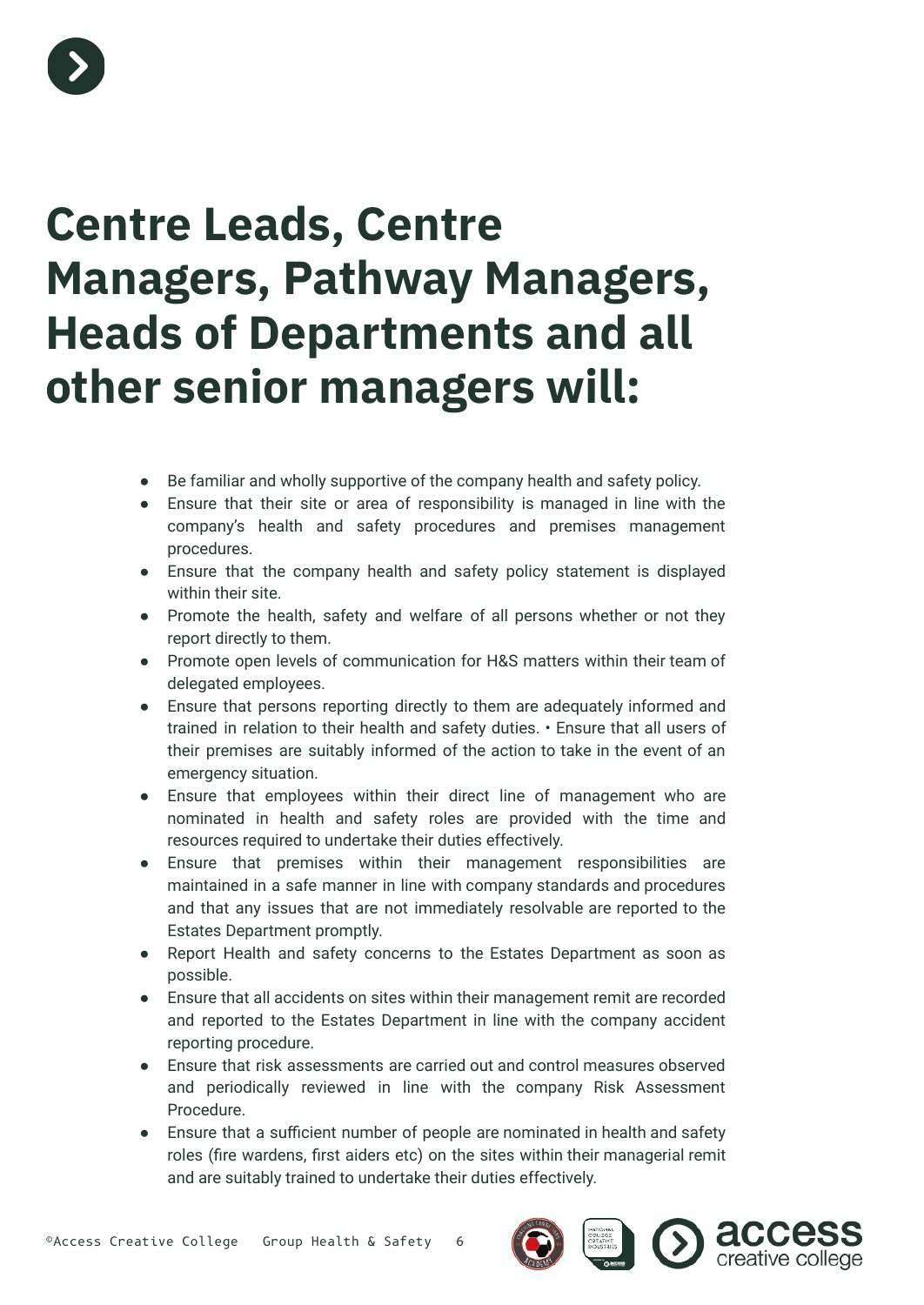# Centre Leads, Centre Managers, Pathway Managers, Heads of Departments and all other senior managers will:

- Be familiar and wholly supportive of the company health and safety policy.
- Ensure that their site or area of responsibility is managed in line with the company's health and safety procedures and premises management procedures.
- Ensure that the company health and safety policy statement is displayed within their site.
- Promote the health, safety and welfare of all persons whether or not they report directly to them.
- Promote open levels of communication for H&S matters within their team of delegated employees.
- Ensure that persons reporting directly to them are adequately informed and trained in relation to their health and safety duties. • Ensure that all users of their premises are suitably informed of the action to take in the event of an emergency situation.
- Ensure that employees within their direct line of management who are nominated in health and safety roles are provided with the time and resources required to undertake their duties effectively.
- Ensure that premises within their management responsibilities are maintained in a safe manner in line with company standards and procedures and that any issues that are not immediately resolvable are reported to the Estates Department promptly.
- Report Health and safety concerns to the Estates Department as soon as possible.
- Ensure that all accidents on sites within their management remit are recorded and reported to the Estates Department in line with the company accident reporting procedure.
- Ensure that risk assessments are carried out and control measures observed and periodically reviewed in line with the company Risk Assessment Procedure.
- Ensure that a sufficient number of people are nominated in health and safety roles (fire wardens, first aiders etc) on the sites within their managerial remit and are suitably trained to undertake their duties effectively.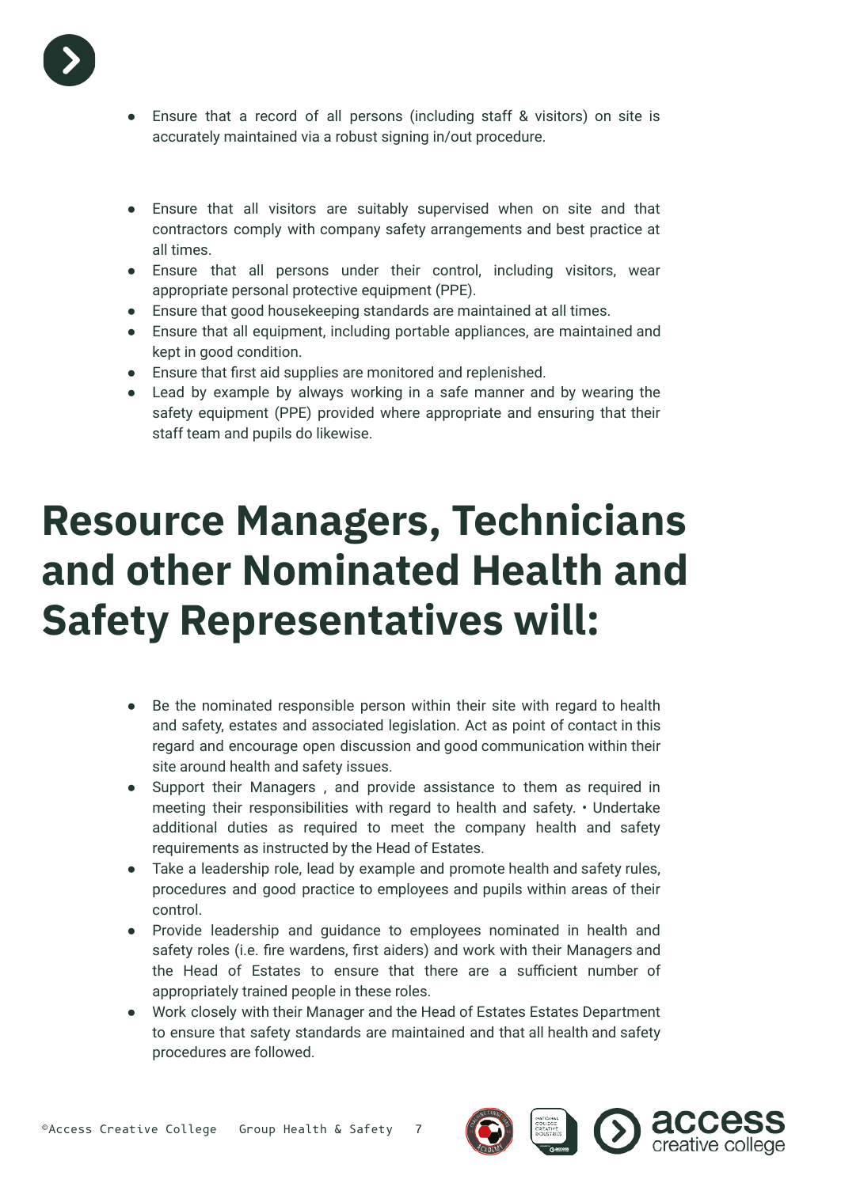- Ensure that a record of all persons (including staff & visitors) on site is accurately maintained via a robust signing in/out procedure.

- Ensure that all visitors are suitably supervised when on site and that contractors comply with company safety arrangements and best practice at all times.
- Ensure that all persons under their control, including visitors, wear appropriate personal protective equipment (PPE).
- Ensure that good housekeeping standards are maintained at all times.
- Ensure that all equipment, including portable appliances, are maintained and kept in good condition.
- Ensure that first aid supplies are monitored and replenished.
- Lead by example by always working in a safe manner and by wearing the safety equipment (PPE) provided where appropriate and ensuring that their staff team and pupils do likewise.

# Resource Managers, Technicians and other Nominated Health and Safety Representatives will:

- Be the nominated responsible person within their site with regard to health and safety, estates and associated legislation. Act as point of contact in this regard and encourage open discussion and good communication within their site around health and safety issues.
- Support their Managers , and provide assistance to them as required in meeting their responsibilities with regard to health and safety. • Undertake additional duties as required to meet the company health and safety requirements as instructed by the Head of Estates.
- Take a leadership role, lead by example and promote health and safety rules, procedures and good practice to employees and pupils within areas of their control.
- Provide leadership and guidance to employees nominated in health and safety roles (i.e. fire wardens, first aiders) and work with their Managers and the Head of Estates to ensure that there are a sufficient number of appropriately trained people in these roles.
- Work closely with their Manager and the Head of Estates Estates Department to ensure that safety standards are maintained and that all health and safety procedures are followed.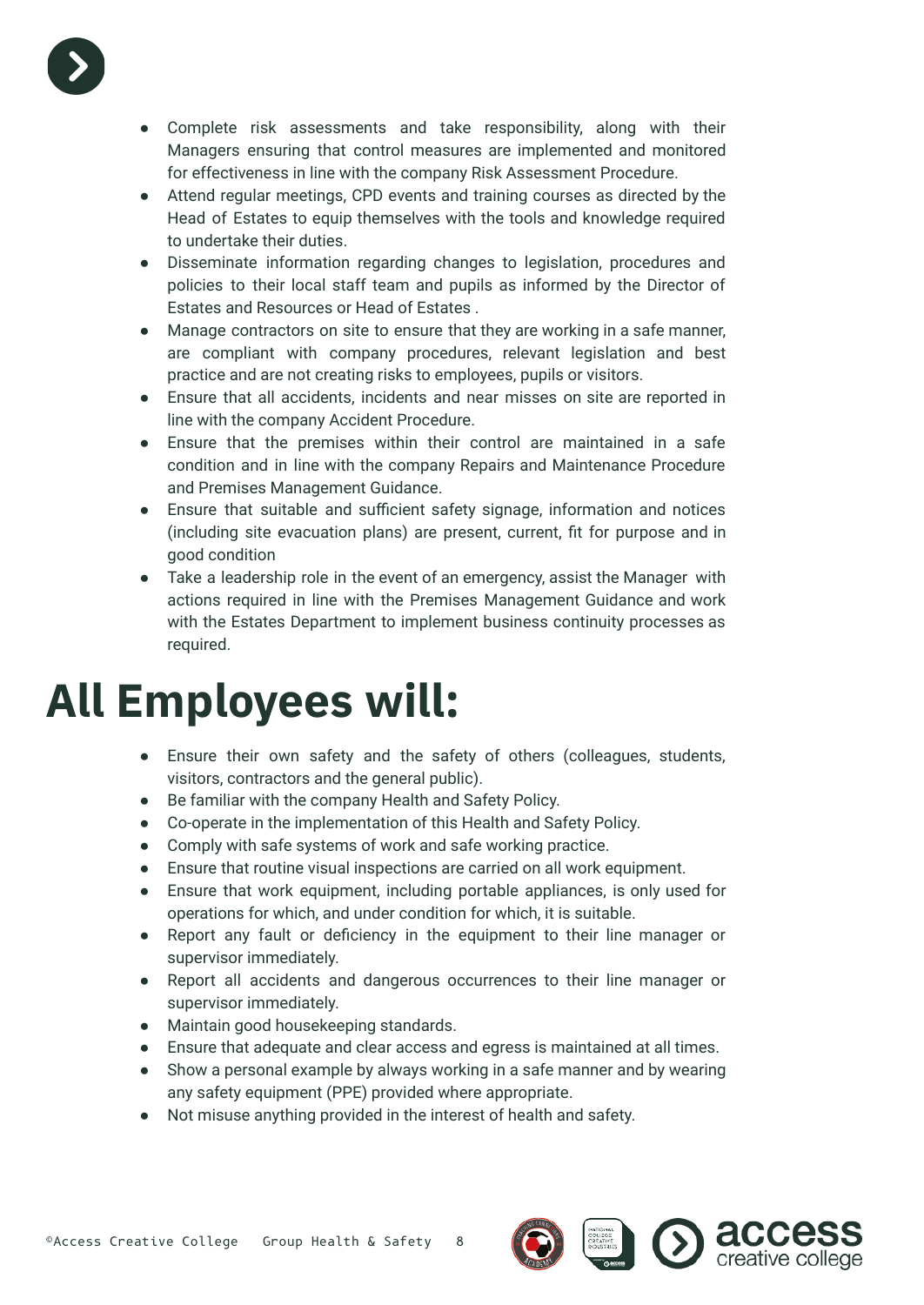- Complete risk assessments and take responsibility, along with their Managers ensuring that control measures are implemented and monitored for effectiveness in line with the company Risk Assessment Procedure.
- Attend regular meetings, CPD events and training courses as directed by the Head of Estates to equip themselves with the tools and knowledge required to undertake their duties.
- Disseminate information regarding changes to legislation, procedures and policies to their local staff team and pupils as informed by the Director of Estates and Resources or Head of Estates .
- Manage contractors on site to ensure that they are working in a safe manner, are compliant with company procedures, relevant legislation and best practice and are not creating risks to employees, pupils or visitors.
- Ensure that all accidents, incidents and near misses on site are reported in line with the company Accident Procedure.
- Ensure that the premises within their control are maintained in a safe condition and in line with the company Repairs and Maintenance Procedure and Premises Management Guidance.
- Ensure that suitable and sufficient safety signage, information and notices (including site evacuation plans) are present, current, fit for purpose and in good condition
- Take a leadership role in the event of an emergency, assist the Manager with actions required in line with the Premises Management Guidance and work with the Estates Department to implement business continuity processes as required.

# All Employees will:

- Ensure their own safety and the safety of others (colleagues, students, visitors, contractors and the general public).
- Be familiar with the company Health and Safety Policy.
- Co-operate in the implementation of this Health and Safety Policy.
- Comply with safe systems of work and safe working practice.
- Ensure that routine visual inspections are carried on all work equipment.
- Ensure that work equipment, including portable appliances, is only used for operations for which, and under condition for which, it is suitable.
- Report any fault or deficiency in the equipment to their line manager or supervisor immediately.
- Report all accidents and dangerous occurrences to their line manager or supervisor immediately.
- Maintain good housekeeping standards.
- Ensure that adequate and clear access and egress is maintained at all times.
- Show a personal example by always working in a safe manner and by wearing any safety equipment (PPE) provided where appropriate.
- Not misuse anything provided in the interest of health and safety.